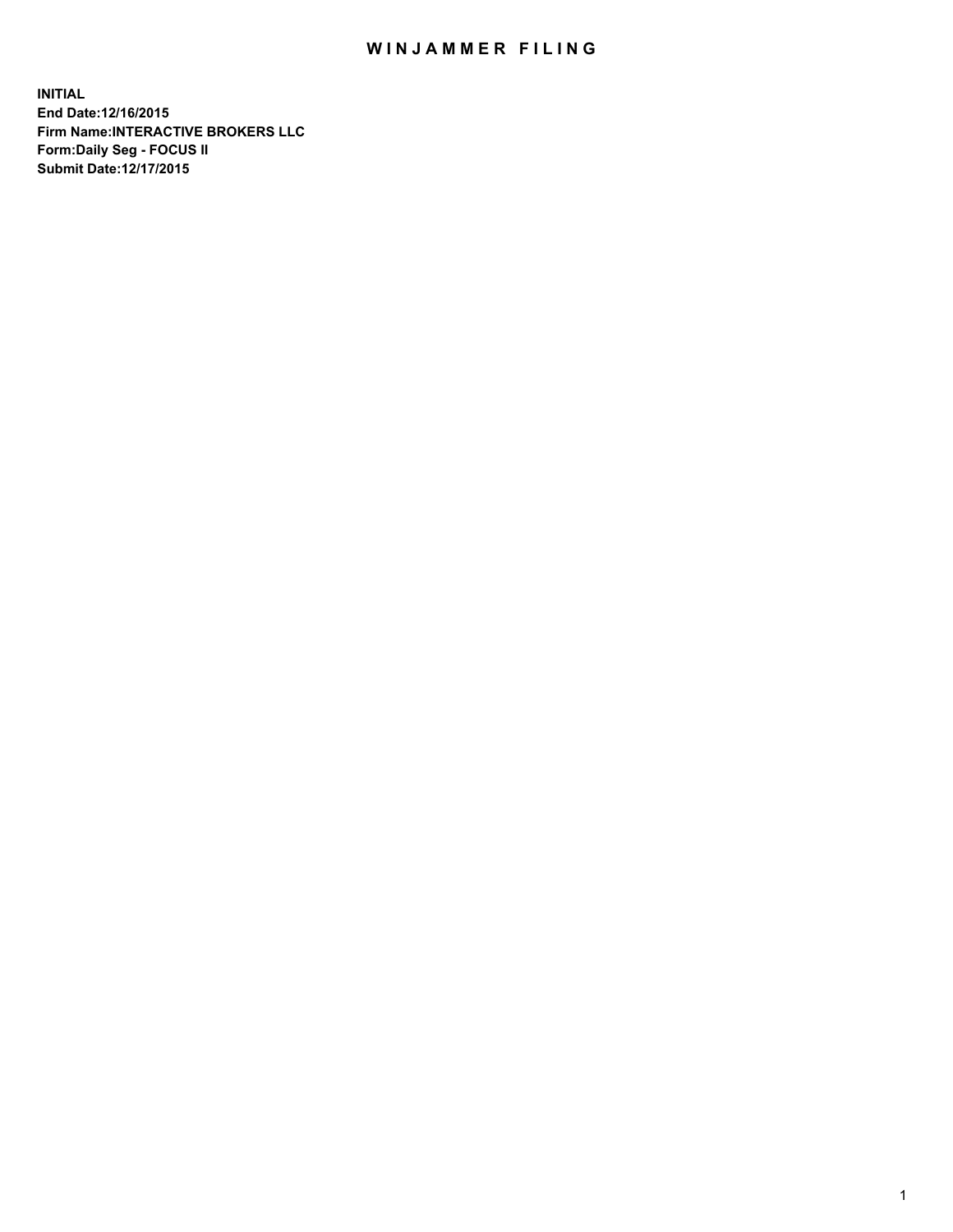# WINJAMMER FILING

**INITIAL**
**End Date:12/16/2015**
**Firm Name:INTERACTIVE BROKERS LLC**
**Form:Daily Seg - FOCUS II**
**Submit Date:12/17/2015**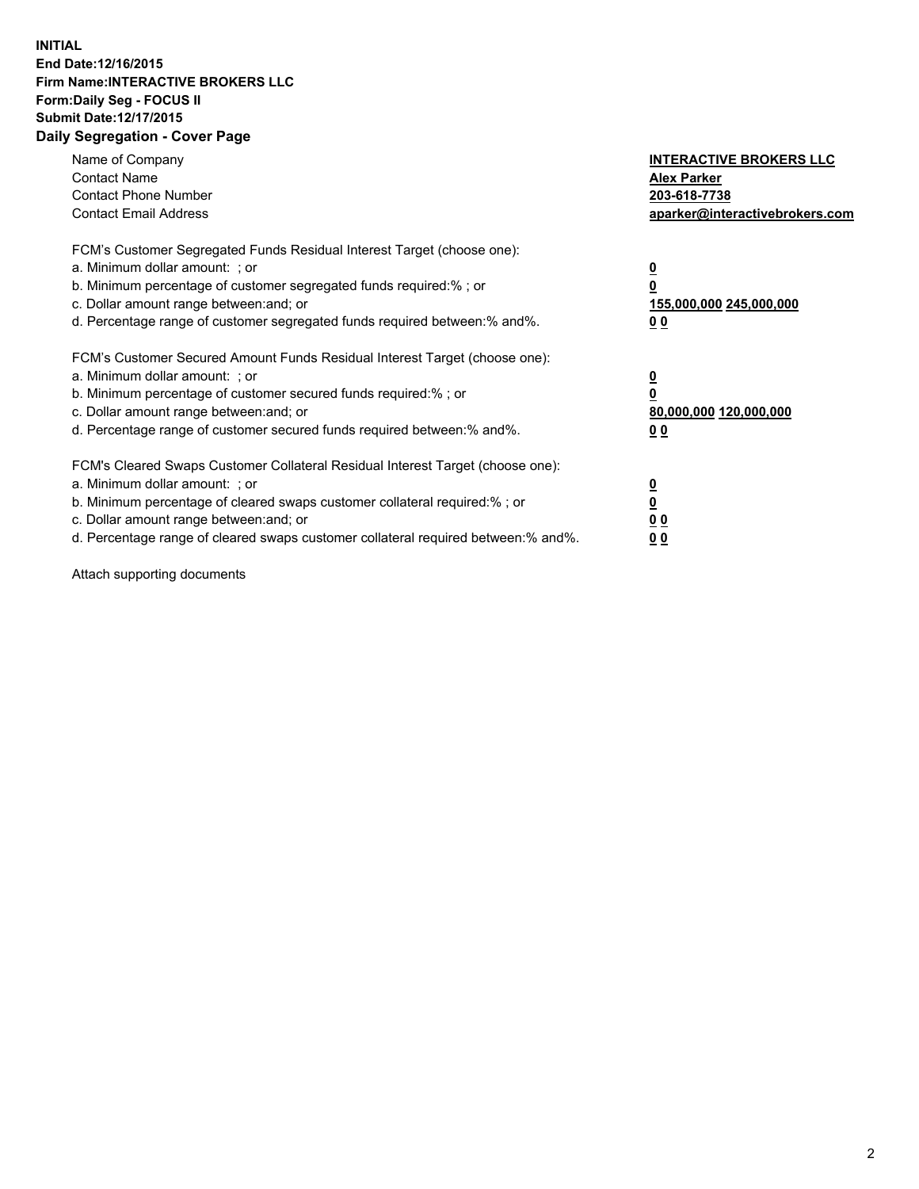**INITIAL**
**End Date:12/16/2015**
**Firm Name:INTERACTIVE BROKERS LLC**
**Form:Daily Seg - FOCUS II**
**Submit Date:12/17/2015**
## Daily Segregation - Cover Page

| | |
|---|---|
| Name of Company | **INTERACTIVE BROKERS LLC** |
| Contact Name | **Alex Parker** |
| Contact Phone Number | **203-618-7738** |
| Contact Email Address | **aparker@interactivebrokers.com** |

FCM's Customer Segregated Funds Residual Interest Target (choose one):

| | |
|---|---|
| a. Minimum dollar amount: ; or | **0** |
| b. Minimum percentage of customer segregated funds required:% ; or | **0** |
| c. Dollar amount range between:and; or | **155,000,000 245,000,000** |
| d. Percentage range of customer segregated funds required between:% and%. | **0 0** |

FCM's Customer Secured Amount Funds Residual Interest Target (choose one):

| | |
|---|---|
| a. Minimum dollar amount: ; or | **0** |
| b. Minimum percentage of customer secured funds required:% ; or | **0** |
| c. Dollar amount range between:and; or | **80,000,000 120,000,000** |
| d. Percentage range of customer secured funds required between:% and%. | **0 0** |

FCM's Cleared Swaps Customer Collateral Residual Interest Target (choose one):

| | |
|---|---|
| a. Minimum dollar amount: ; or | **0** |
| b. Minimum percentage of cleared swaps customer collateral required:% ; or | **0** |
| c. Dollar amount range between:and; or | **0 0** |
| d. Percentage range of cleared swaps customer collateral required between:% and%. | **0 0** |

Attach supporting documents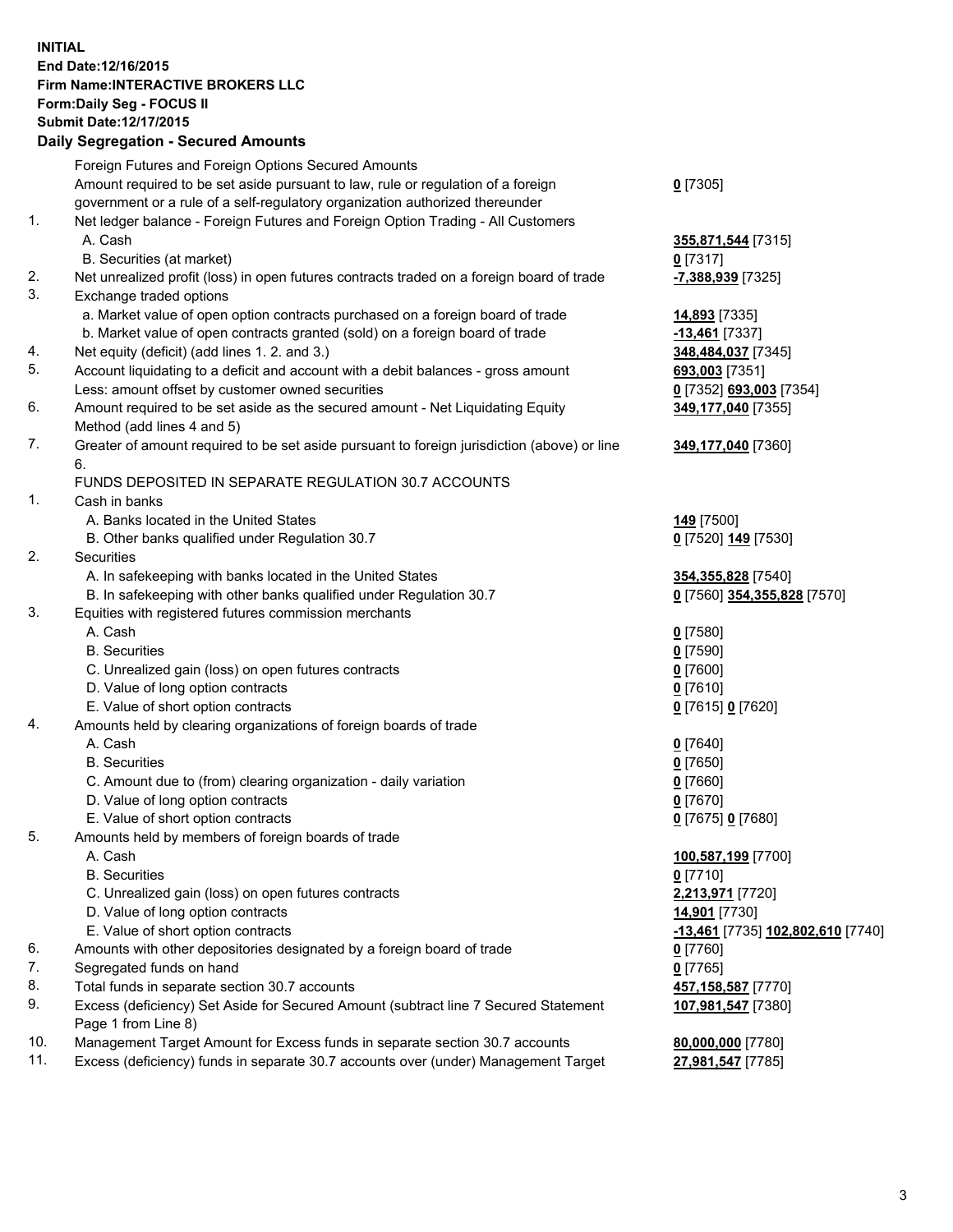**INITIAL**
**End Date:12/16/2015**
**Firm Name:INTERACTIVE BROKERS LLC**
**Form:Daily Seg - FOCUS II**
**Submit Date:12/17/2015**

## Daily Segregation - Secured Amounts

| | | |
|---|---|---|
| | Foreign Futures and Foreign Options Secured Amounts | |
| | Amount required to be set aside pursuant to law, rule or regulation of a foreign government or a rule of a self-regulatory organization authorized thereunder | **0** [7305] |
| 1. | Net ledger balance - Foreign Futures and Foreign Option Trading - All Customers | |
| | A. Cash | **355,871,544** [7315] |
| | B. Securities (at market) | **0** [7317] |
| 2. | Net unrealized profit (loss) in open futures contracts traded on a foreign board of trade | **-7,388,939** [7325] |
| 3. | Exchange traded options | |
| | a. Market value of open option contracts purchased on a foreign board of trade | **14,893** [7335] |
| | b. Market value of open contracts granted (sold) on a foreign board of trade | **-13,461** [7337] |
| 4. | Net equity (deficit) (add lines 1. 2. and 3.) | **348,484,037** [7345] |
| 5. | Account liquidating to a deficit and account with a debit balances - gross amount | **693,003** [7351] |
| | Less: amount offset by customer owned securities | **0** [7352] **693,003** [7354] |
| 6. | Amount required to be set aside as the secured amount - Net Liquidating Equity Method (add lines 4 and 5) | **349,177,040** [7355] |
| 7. | Greater of amount required to be set aside pursuant to foreign jurisdiction (above) or line 6. | **349,177,040** [7360] |
| | FUNDS DEPOSITED IN SEPARATE REGULATION 30.7 ACCOUNTS | |
| 1. | Cash in banks | |
| | A. Banks located in the United States | **149** [7500] |
| | B. Other banks qualified under Regulation 30.7 | **0** [7520] **149** [7530] |
| 2. | Securities | |
| | A. In safekeeping with banks located in the United States | **354,355,828** [7540] |
| | B. In safekeeping with other banks qualified under Regulation 30.7 | **0** [7560] **354,355,828** [7570] |
| 3. | Equities with registered futures commission merchants | |
| | A. Cash | **0** [7580] |
| | B. Securities | **0** [7590] |
| | C. Unrealized gain (loss) on open futures contracts | **0** [7600] |
| | D. Value of long option contracts | **0** [7610] |
| | E. Value of short option contracts | **0** [7615] **0** [7620] |
| 4. | Amounts held by clearing organizations of foreign boards of trade | |
| | A. Cash | **0** [7640] |
| | B. Securities | **0** [7650] |
| | C. Amount due to (from) clearing organization - daily variation | **0** [7660] |
| | D. Value of long option contracts | **0** [7670] |
| | E. Value of short option contracts | **0** [7675] **0** [7680] |
| 5. | Amounts held by members of foreign boards of trade | |
| | A. Cash | **100,587,199** [7700] |
| | B. Securities | **0** [7710] |
| | C. Unrealized gain (loss) on open futures contracts | **2,213,971** [7720] |
| | D. Value of long option contracts | **14,901** [7730] |
| | E. Value of short option contracts | **-13,461** [7735] **102,802,610** [7740] |
| 6. | Amounts with other depositories designated by a foreign board of trade | **0** [7760] |
| 7. | Segregated funds on hand | **0** [7765] |
| 8. | Total funds in separate section 30.7 accounts | **457,158,587** [7770] |
| 9. | Excess (deficiency) Set Aside for Secured Amount (subtract line 7 Secured Statement Page 1 from Line 8) | **107,981,547** [7380] |
| 10. | Management Target Amount for Excess funds in separate section 30.7 accounts | **80,000,000** [7780] |
| 11. | Excess (deficiency) funds in separate 30.7 accounts over (under) Management Target | **27,981,547** [7785] |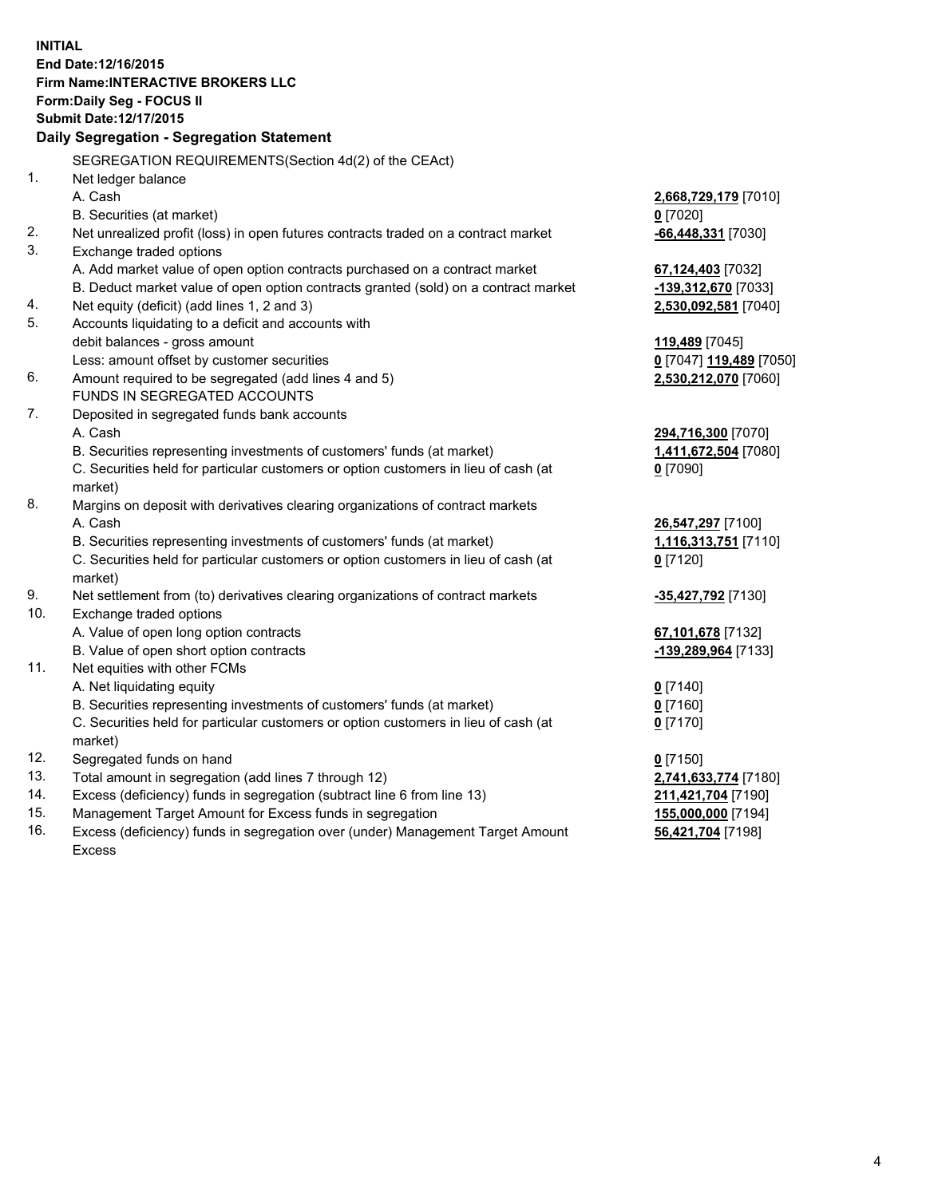**INITIAL**
**End Date:12/16/2015**
**Firm Name:INTERACTIVE BROKERS LLC**
**Form:Daily Seg - FOCUS II**
**Submit Date:12/17/2015**

## Daily Segregation - Segregation Statement

SEGREGATION REQUIREMENTS(Section 4d(2) of the CEAct)

| | | |
|---|---|---|
| 1. | Net ledger balance | |
| | A. Cash | **2,668,729,179** [7010] |
| | B. Securities (at market) | **0** [7020] |
| 2. | Net unrealized profit (loss) in open futures contracts traded on a contract market | **-66,448,331** [7030] |
| 3. | Exchange traded options | |
| | A. Add market value of open option contracts purchased on a contract market | **67,124,403** [7032] |
| | B. Deduct market value of open option contracts granted (sold) on a contract market | **-139,312,670** [7033] |
| 4. | Net equity (deficit) (add lines 1, 2 and 3) | **2,530,092,581** [7040] |
| 5. | Accounts liquidating to a deficit and accounts with | |
| | debit balances - gross amount | **119,489** [7045] |
| | Less: amount offset by customer securities | **0** [7047] **119,489** [7050] |
| 6. | Amount required to be segregated (add lines 4 and 5) | **2,530,212,070** [7060] |
| | FUNDS IN SEGREGATED ACCOUNTS | |
| 7. | Deposited in segregated funds bank accounts | |
| | A. Cash | **294,716,300** [7070] |
| | B. Securities representing investments of customers' funds (at market) | **1,411,672,504** [7080] |
| | C. Securities held for particular customers or option customers in lieu of cash (at market) | **0** [7090] |
| 8. | Margins on deposit with derivatives clearing organizations of contract markets | |
| | A. Cash | **26,547,297** [7100] |
| | B. Securities representing investments of customers' funds (at market) | **1,116,313,751** [7110] |
| | C. Securities held for particular customers or option customers in lieu of cash (at market) | **0** [7120] |
| 9. | Net settlement from (to) derivatives clearing organizations of contract markets | **-35,427,792** [7130] |
| 10. | Exchange traded options | |
| | A. Value of open long option contracts | **67,101,678** [7132] |
| | B. Value of open short option contracts | **-139,289,964** [7133] |
| 11. | Net equities with other FCMs | |
| | A. Net liquidating equity | **0** [7140] |
| | B. Securities representing investments of customers' funds (at market) | **0** [7160] |
| | C. Securities held for particular customers or option customers in lieu of cash (at market) | **0** [7170] |
| 12. | Segregated funds on hand | **0** [7150] |
| 13. | Total amount in segregation (add lines 7 through 12) | **2,741,633,774** [7180] |
| 14. | Excess (deficiency) funds in segregation (subtract line 6 from line 13) | **211,421,704** [7190] |
| 15. | Management Target Amount for Excess funds in segregation | **155,000,000** [7194] |
| 16. | Excess (deficiency) funds in segregation over (under) Management Target Amount Excess | **56,421,704** [7198] |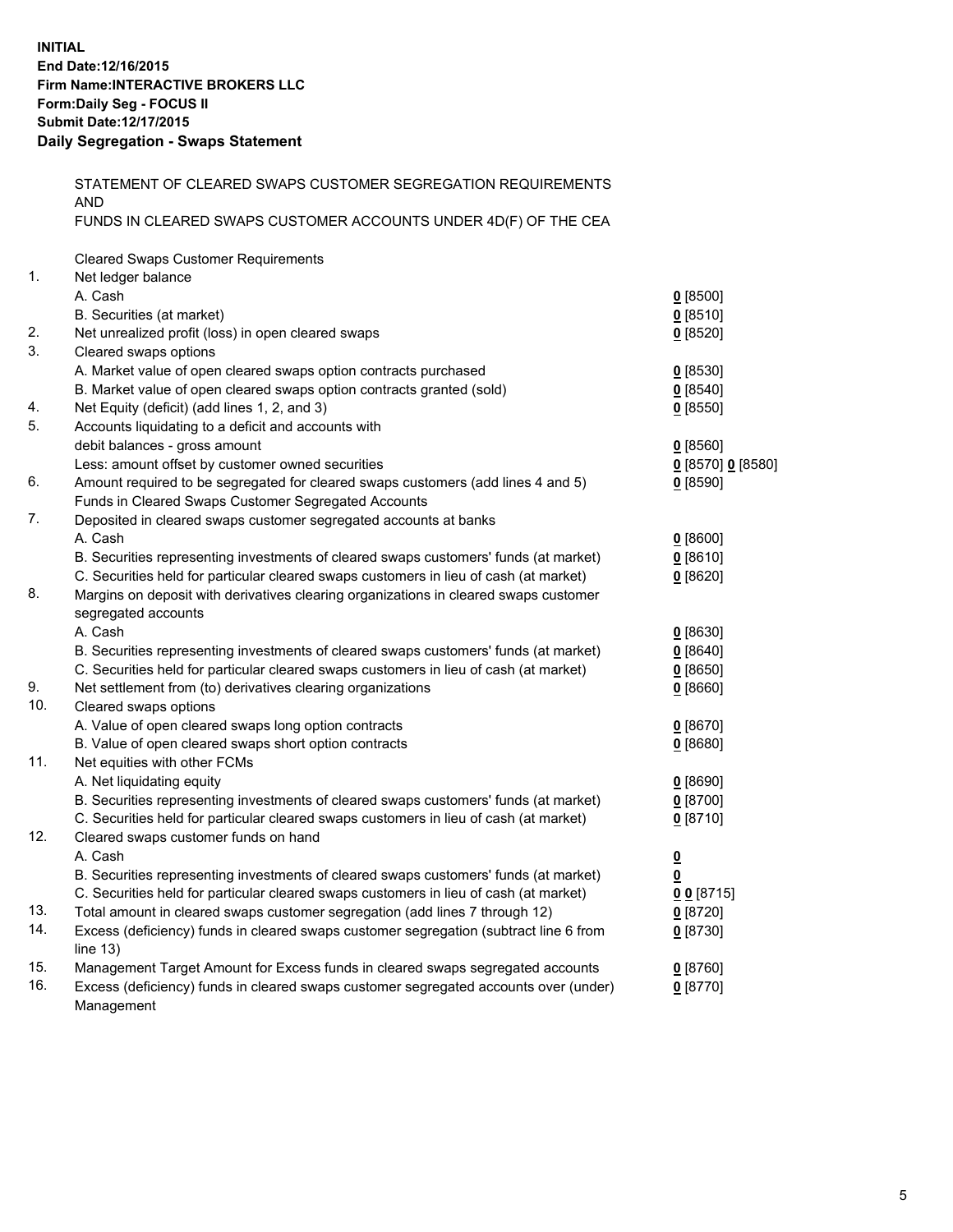**INITIAL**
**End Date:12/16/2015**
**Firm Name:INTERACTIVE BROKERS LLC**
**Form:Daily Seg - FOCUS II**
**Submit Date:12/17/2015**
**Daily Segregation - Swaps Statement**

STATEMENT OF CLEARED SWAPS CUSTOMER SEGREGATION REQUIREMENTS AND FUNDS IN CLEARED SWAPS CUSTOMER ACCOUNTS UNDER 4D(F) OF THE CEA

| | | |
|---|---|---|
| | Cleared Swaps Customer Requirements | |
| 1. | Net ledger balance | |
| | A. Cash | 0 [8500] |
| | B. Securities (at market) | 0 [8510] |
| 2. | Net unrealized profit (loss) in open cleared swaps | 0 [8520] |
| 3. | Cleared swaps options | |
| | A. Market value of open cleared swaps option contracts purchased | 0 [8530] |
| | B. Market value of open cleared swaps option contracts granted (sold) | 0 [8540] |
| 4. | Net Equity (deficit) (add lines 1, 2, and 3) | 0 [8550] |
| 5. | Accounts liquidating to a deficit and accounts with debit balances - gross amount | 0 [8560] |
| | Less: amount offset by customer owned securities | 0 [8570] 0 [8580] |
| 6. | Amount required to be segregated for cleared swaps customers (add lines 4 and 5) | 0 [8590] |
| | Funds in Cleared Swaps Customer Segregated Accounts | |
| 7. | Deposited in cleared swaps customer segregated accounts at banks | |
| | A. Cash | 0 [8600] |
| | B. Securities representing investments of cleared swaps customers' funds (at market) | 0 [8610] |
| | C. Securities held for particular cleared swaps customers in lieu of cash (at market) | 0 [8620] |
| 8. | Margins on deposit with derivatives clearing organizations in cleared swaps customer segregated accounts | |
| | A. Cash | 0 [8630] |
| | B. Securities representing investments of cleared swaps customers' funds (at market) | 0 [8640] |
| | C. Securities held for particular cleared swaps customers in lieu of cash (at market) | 0 [8650] |
| 9. | Net settlement from (to) derivatives clearing organizations | 0 [8660] |
| 10. | Cleared swaps options | |
| | A. Value of open cleared swaps long option contracts | 0 [8670] |
| | B. Value of open cleared swaps short option contracts | 0 [8680] |
| 11. | Net equities with other FCMs | |
| | A. Net liquidating equity | 0 [8690] |
| | B. Securities representing investments of cleared swaps customers' funds (at market) | 0 [8700] |
| | C. Securities held for particular cleared swaps customers in lieu of cash (at market) | 0 [8710] |
| 12. | Cleared swaps customer funds on hand | |
| | A. Cash | 0 |
| | B. Securities representing investments of cleared swaps customers' funds (at market) | 0 |
| | C. Securities held for particular cleared swaps customers in lieu of cash (at market) | 0 0 [8715] |
| 13. | Total amount in cleared swaps customer segregation (add lines 7 through 12) | 0 [8720] |
| 14. | Excess (deficiency) funds in cleared swaps customer segregation (subtract line 6 from line 13) | 0 [8730] |
| 15. | Management Target Amount for Excess funds in cleared swaps segregated accounts | 0 [8760] |
| 16. | Excess (deficiency) funds in cleared swaps customer segregated accounts over (under) Management | 0 [8770] |